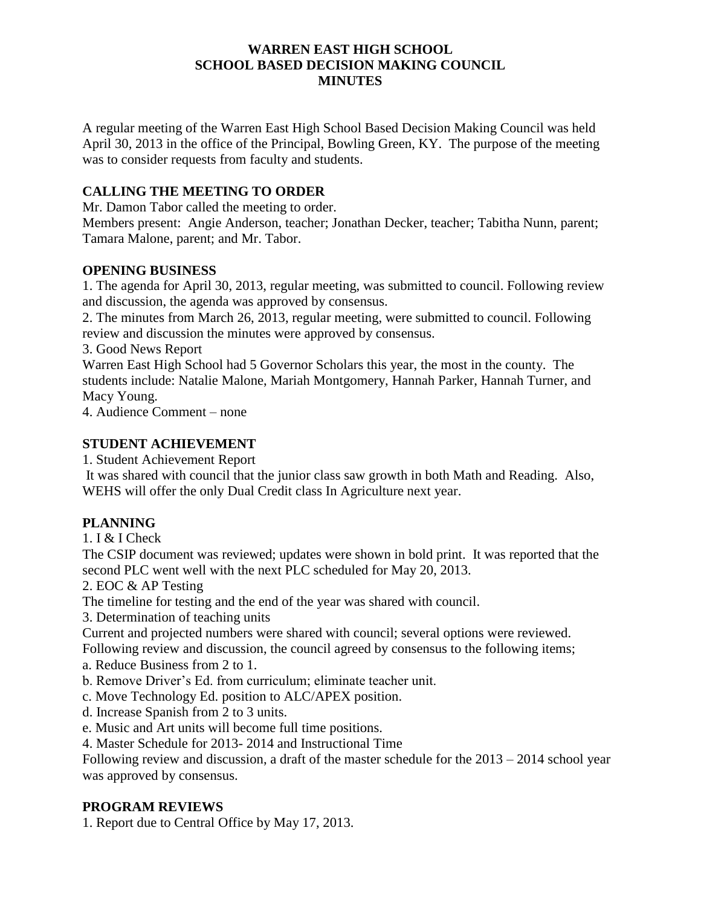# WARREN EAST HIGH SCHOOL
# SCHOOL BASED DECISION MAKING COUNCIL
# MINUTES

A regular meeting of the Warren East High School Based Decision Making Council was held April 30, 2013 in the office of the Principal, Bowling Green, KY. The purpose of the meeting was to consider requests from faculty and students.

## CALLING THE MEETING TO ORDER

Mr. Damon Tabor called the meeting to order.
Members present: Angie Anderson, teacher; Jonathan Decker, teacher; Tabitha Nunn, parent; Tamara Malone, parent; and Mr. Tabor.

## OPENING BUSINESS

1. The agenda for April 30, 2013, regular meeting, was submitted to council. Following review and discussion, the agenda was approved by consensus.
2. The minutes from March 26, 2013, regular meeting, were submitted to council. Following review and discussion the minutes were approved by consensus.
3. Good News Report
Warren East High School had 5 Governor Scholars this year, the most in the county. The students include: Natalie Malone, Mariah Montgomery, Hannah Parker, Hannah Turner, and Macy Young.
4. Audience Comment – none

## STUDENT ACHIEVEMENT

1. Student Achievement Report
It was shared with council that the junior class saw growth in both Math and Reading. Also, WEHS will offer the only Dual Credit class In Agriculture next year.

## PLANNING

1. I & I Check
The CSIP document was reviewed; updates were shown in bold print. It was reported that the second PLC went well with the next PLC scheduled for May 20, 2013.
2. EOC & AP Testing
The timeline for testing and the end of the year was shared with council.
3. Determination of teaching units
Current and projected numbers were shared with council; several options were reviewed. Following review and discussion, the council agreed by consensus to the following items;
a. Reduce Business from 2 to 1.
b. Remove Driver's Ed. from curriculum; eliminate teacher unit.
c. Move Technology Ed. position to ALC/APEX position.
d. Increase Spanish from 2 to 3 units.
e. Music and Art units will become full time positions.
4. Master Schedule for 2013- 2014 and Instructional Time
Following review and discussion, a draft of the master schedule for the 2013 – 2014 school year was approved by consensus.

## PROGRAM REVIEWS

1. Report due to Central Office by May 17, 2013.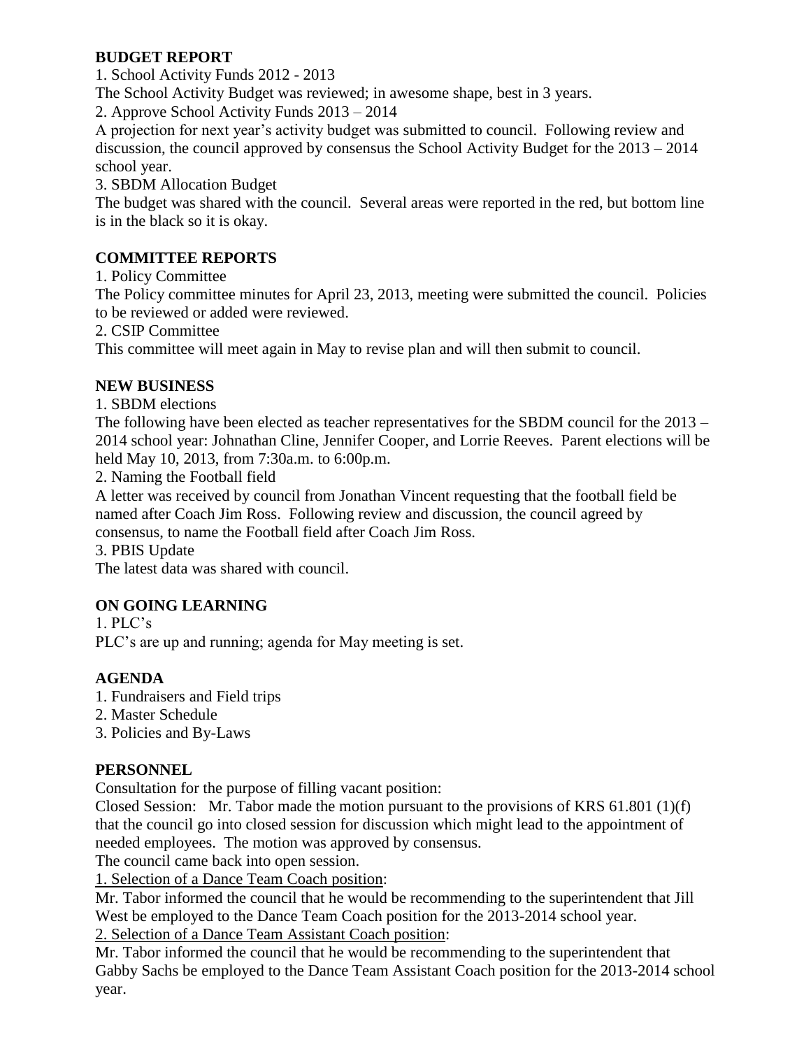**BUDGET REPORT**

1. School Activity Funds 2012 - 2013

The School Activity Budget was reviewed; in awesome shape, best in 3 years.

2. Approve School Activity Funds 2013 – 2014

A projection for next year's activity budget was submitted to council. Following review and discussion, the council approved by consensus the School Activity Budget for the 2013 – 2014 school year.

3. SBDM Allocation Budget

The budget was shared with the council. Several areas were reported in the red, but bottom line is in the black so it is okay.

**COMMITTEE REPORTS**

1. Policy Committee

The Policy committee minutes for April 23, 2013, meeting were submitted the council. Policies to be reviewed or added were reviewed.

2. CSIP Committee

This committee will meet again in May to revise plan and will then submit to council.

**NEW BUSINESS**

1. SBDM elections

The following have been elected as teacher representatives for the SBDM council for the 2013 – 2014 school year: Johnathan Cline, Jennifer Cooper, and Lorrie Reeves. Parent elections will be held May 10, 2013, from 7:30a.m. to 6:00p.m.

2. Naming the Football field

A letter was received by council from Jonathan Vincent requesting that the football field be named after Coach Jim Ross. Following review and discussion, the council agreed by consensus, to name the Football field after Coach Jim Ross.

3. PBIS Update

The latest data was shared with council.

**ON GOING LEARNING**

1. PLC's

PLC's are up and running; agenda for May meeting is set.

**AGENDA**

1. Fundraisers and Field trips
2. Master Schedule
3. Policies and By-Laws

**PERSONNEL**

Consultation for the purpose of filling vacant position:

Closed Session: Mr. Tabor made the motion pursuant to the provisions of KRS 61.801 (1)(f) that the council go into closed session for discussion which might lead to the appointment of needed employees. The motion was approved by consensus.

The council came back into open session.

1. Selection of a Dance Team Coach position:

Mr. Tabor informed the council that he would be recommending to the superintendent that Jill West be employed to the Dance Team Coach position for the 2013-2014 school year.

2. Selection of a Dance Team Assistant Coach position:

Mr. Tabor informed the council that he would be recommending to the superintendent that Gabby Sachs be employed to the Dance Team Assistant Coach position for the 2013-2014 school year.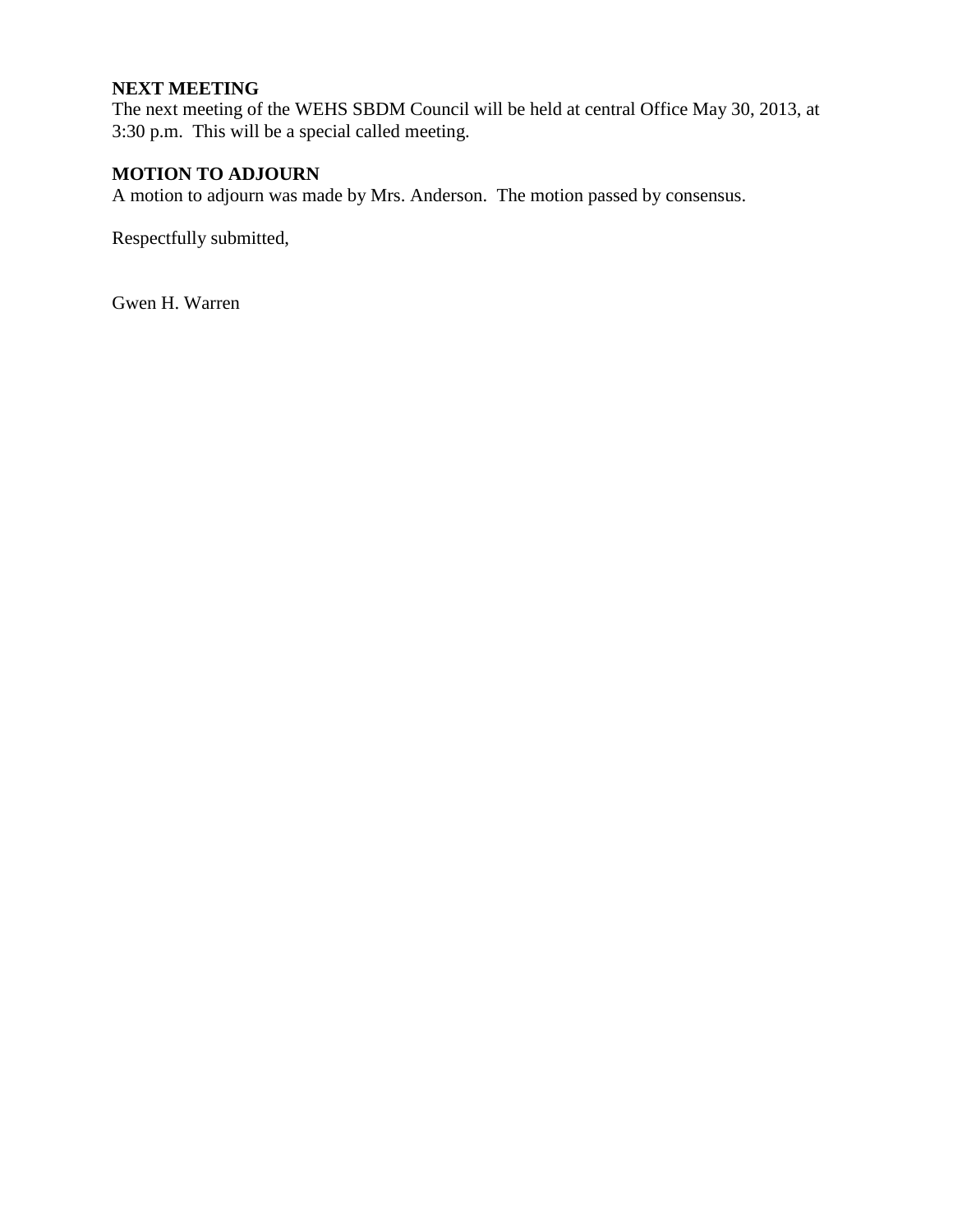**NEXT MEETING**
The next meeting of the WEHS SBDM Council will be held at central Office May 30, 2013, at 3:30 p.m. This will be a special called meeting.

**MOTION TO ADJOURN**
A motion to adjourn was made by Mrs. Anderson. The motion passed by consensus.

Respectfully submitted,

Gwen H. Warren